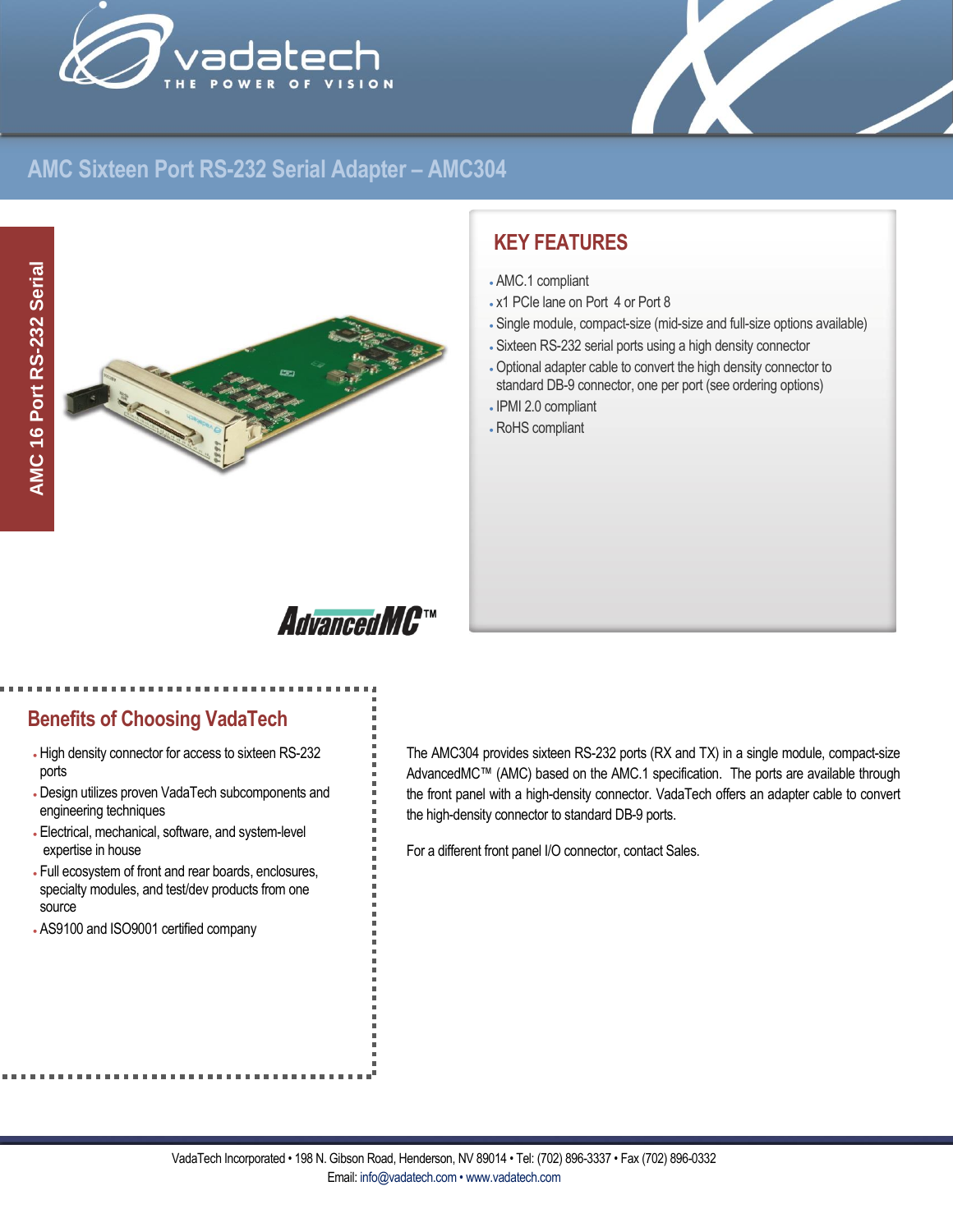# AMC Sixteen Port RS-232 Serial Adapter – AMC304

AMC 16 Port RS-232 Serial

## KEY FEATURES

- AMC.1 compliant
- x1 PCIe lane on Port 4 or Port 8
- Single module, compact-size (mid-size and full-size options available)
- Sixteen RS-232 serial ports using a high density connector
- Optional adapter cable to convert the high density connector to standard DB-9 connector, one per port (see ordering options)
- IPMI 2.0 compliant
- RoHS compliant

AdvancedMC™

## Benefits of Choosing VadaTech

- High density connector for access to sixteen RS-232 ports
- Design utilizes proven VadaTech subcomponents and engineering techniques
- Electrical, mechanical, software, and system-level expertise in house
- Full ecosystem of front and rear boards, enclosures, specialty modules, and test/dev products from one source
- AS9100 and ISO9001 certified company

The AMC304 provides sixteen RS-232 ports (RX and TX) in a single module, compact-size AdvancedMC™ (AMC) based on the AMC.1 specification. The ports are available through the front panel with a high-density connector. VadaTech offers an adapter cable to convert the high-density connector to standard DB-9 ports.

For a different front panel I/O connector, contact Sales.

VadaTech Incorporated • 198 N. Gibson Road, Henderson, NV 89014 • Tel: (702) 896-3337 • Fax (702) 896-0332
Email: info@vadatech.com • www.vadatech.com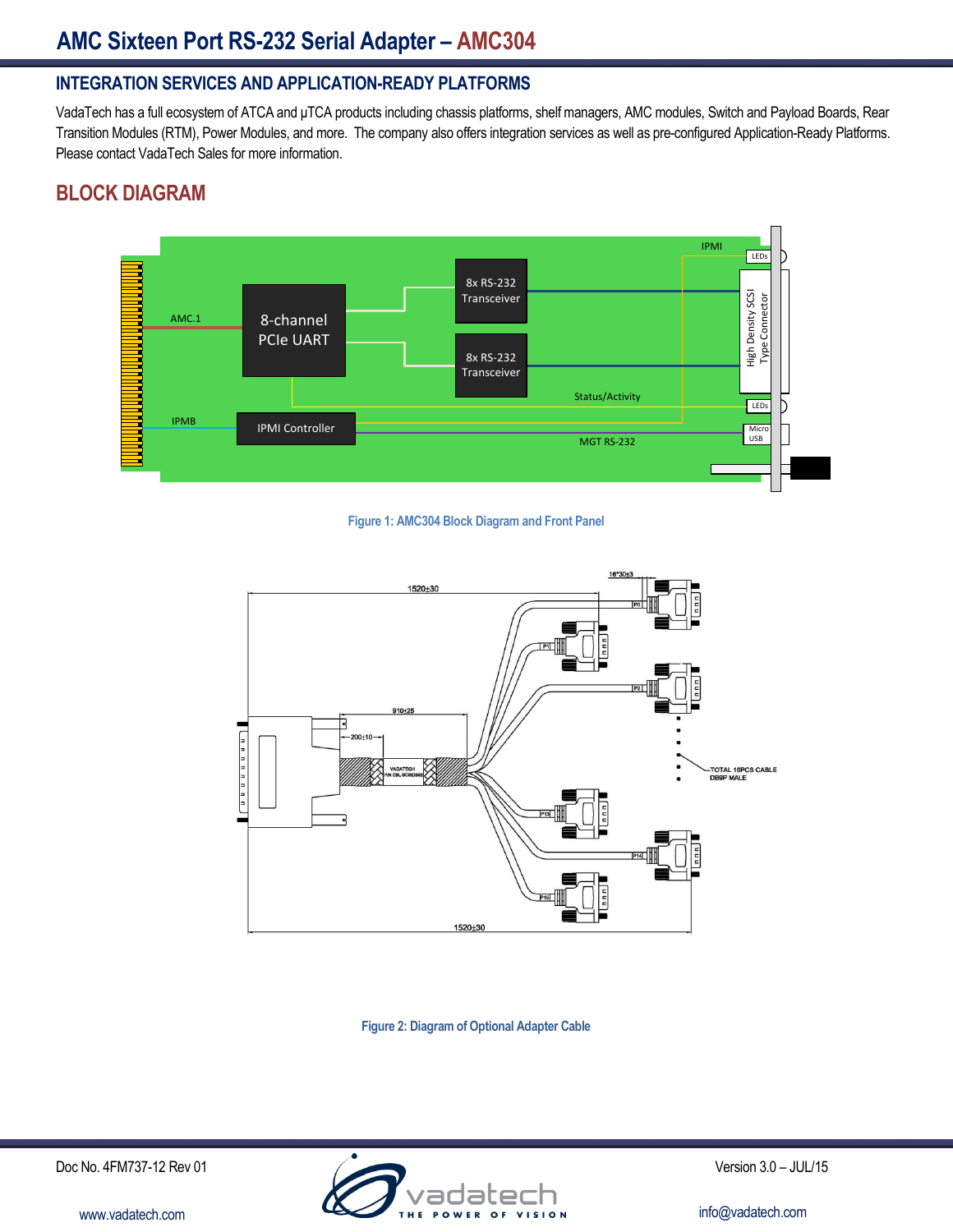## INTEGRATION SERVICES AND APPLICATION-READY PLATFORMS

VadaTech has a full ecosystem of ATCA and µTCA products including chassis platforms, shelf managers, AMC modules, Switch and Payload Boards, Rear Transition Modules (RTM), Power Modules, and more. The company also offers integration services as well as pre-configured Application-Ready Platforms. Please contact VadaTech Sales for more information.

## BLOCK DIAGRAM

AMC.1
8-channel PCIe UART
8x RS-232 Transceiver
8x RS-232 Transceiver
IPMI
LEDs
High Density SCSI Type Connector
Status/Activity
LEDs
IPMB
IPMI Controller
MGT RS-232
Micro USB

Figure 1: AMC304 Block Diagram and Front Panel

1520±30
16"30±3
P0
P1
P2
910±25
200±10
VADATECH P/N CBL-SCSIDB9
TOTAL 16PCS CABLE DB9P MALE
P13
P14
P15
1520±30

Figure 2: Diagram of Optional Adapter Cable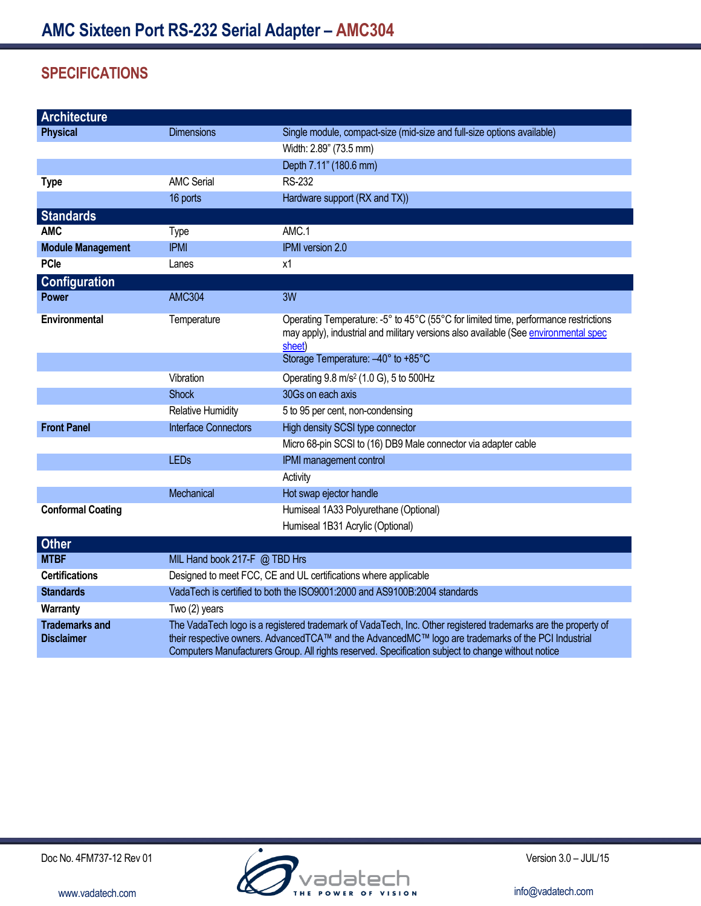## SPECIFICATIONS

| | | |
|---|---|---|
| **Architecture** | | |
| **Physical** | Dimensions | Single module, compact-size (mid-size and full-size options available) |
| | | Width: 2.89" (73.5 mm) |
| | | Depth 7.11" (180.6 mm) |
| **Type** | AMC Serial | RS-232 |
| | 16 ports | Hardware support (RX and TX)) |
| **Standards** | | |
| **AMC** | Type | AMC.1 |
| **Module Management** | IPMI | IPMI version 2.0 |
| **PCIe** | Lanes | x1 |
| **Configuration** | | |
| **Power** | AMC304 | 3W |
| **Environmental** | Temperature | Operating Temperature: -5° to 45°C (55°C for limited time, performance restrictions may apply), industrial and military versions also available (See environmental spec sheet) |
| | | Storage Temperature: –40° to +85°C |
| | Vibration | Operating 9.8 m/s² (1.0 G), 5 to 500Hz |
| | Shock | 30Gs on each axis |
| | Relative Humidity | 5 to 95 per cent, non-condensing |
| **Front Panel** | Interface Connectors | High density SCSI type connector |
| | | Micro 68-pin SCSI to (16) DB9 Male connector via adapter cable |
| | LEDs | IPMI management control |
| | | Activity |
| | Mechanical | Hot swap ejector handle |
| **Conformal Coating** | | Humiseal 1A33 Polyurethane (Optional) |
| | | Humiseal 1B31 Acrylic (Optional) |
| **Other** | | |
| **MTBF** | MIL Hand book 217-F @ TBD Hrs | |
| **Certifications** | Designed to meet FCC, CE and UL certifications where applicable | |
| **Standards** | VadaTech is certified to both the ISO9001:2000 and AS9100B:2004 standards | |
| **Warranty** | Two (2) years | |
| **Trademarks and Disclaimer** | The VadaTech logo is a registered trademark of VadaTech, Inc. Other registered trademarks are the property of their respective owners. AdvancedTCA™ and the AdvancedMC™ logo are trademarks of the PCI Industrial Computers Manufacturers Group. All rights reserved. Specification subject to change without notice | |

Doc No. 4FM737-12 Rev 01

Version 3.0 – JUL/15

www.vadatech.com

info@vadatech.com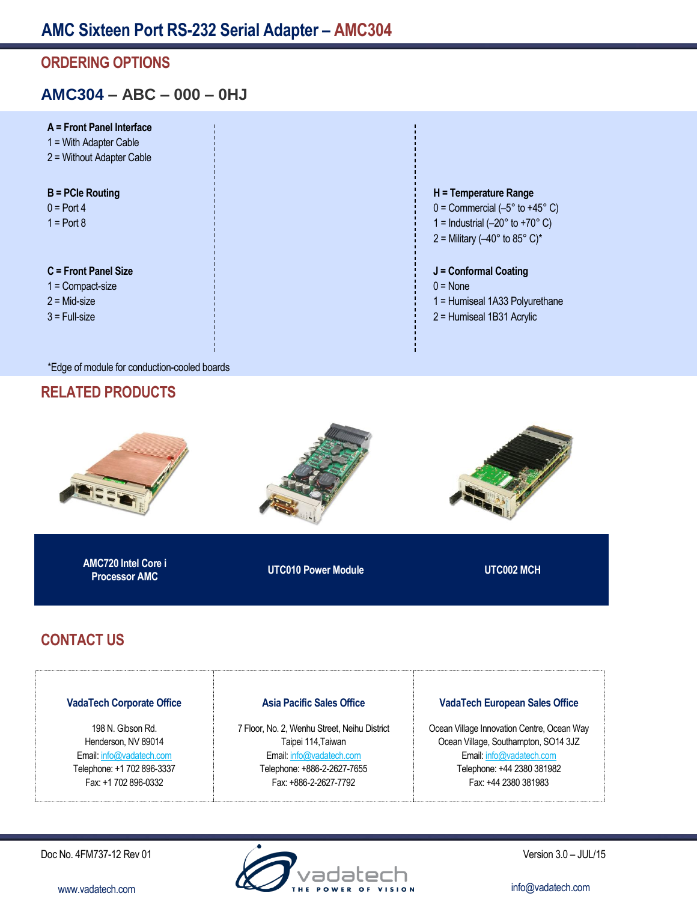# AMC Sixteen Port RS-232 Serial Adapter – AMC304

## ORDERING OPTIONS

### AMC304 – ABC – 000 – 0HJ

**A = Front Panel Interface**
1 = With Adapter Cable
2 = Without Adapter Cable

**B = PCIe Routing**
0 = Port 4
1 = Port 8

**C = Front Panel Size**
1 = Compact-size
2 = Mid-size
3 = Full-size

**H = Temperature Range**
0 = Commercial (–5° to +45° C)
1 = Industrial (–20° to +70° C)
2 = Military (–40° to 85° C)*

**J = Conformal Coating**
0 = None
1 = Humiseal 1A33 Polyurethane
2 = Humiseal 1B31 Acrylic

*Edge of module for conduction-cooled boards

## RELATED PRODUCTS

AMC720 Intel Core i Processor AMC

UTC010 Power Module

UTC002 MCH

## CONTACT US

| VadaTech Corporate Office | Asia Pacific Sales Office | VadaTech European Sales Office |
|---|---|---|
| 198 N. Gibson Rd. | 7 Floor, No. 2, Wenhu Street, Neihu District | Ocean Village Innovation Centre, Ocean Way |
| Henderson, NV 89014 | Taipei 114,Taiwan | Ocean Village, Southampton, SO14 3JZ |
| Email: info@vadatech.com | Email: info@vadatech.com | Email: info@vadatech.com |
| Telephone: +1 702 896-3337 | Telephone: +886-2-2627-7655 | Telephone: +44 2380 381982 |
| Fax: +1 702 896-0332 | Fax: +886-2-2627-7792 | Fax: +44 2380 381983 |

Doc No. 4FM737-12 Rev 01

Version 3.0 – JUL/15

www.vadatech.com

info@vadatech.com